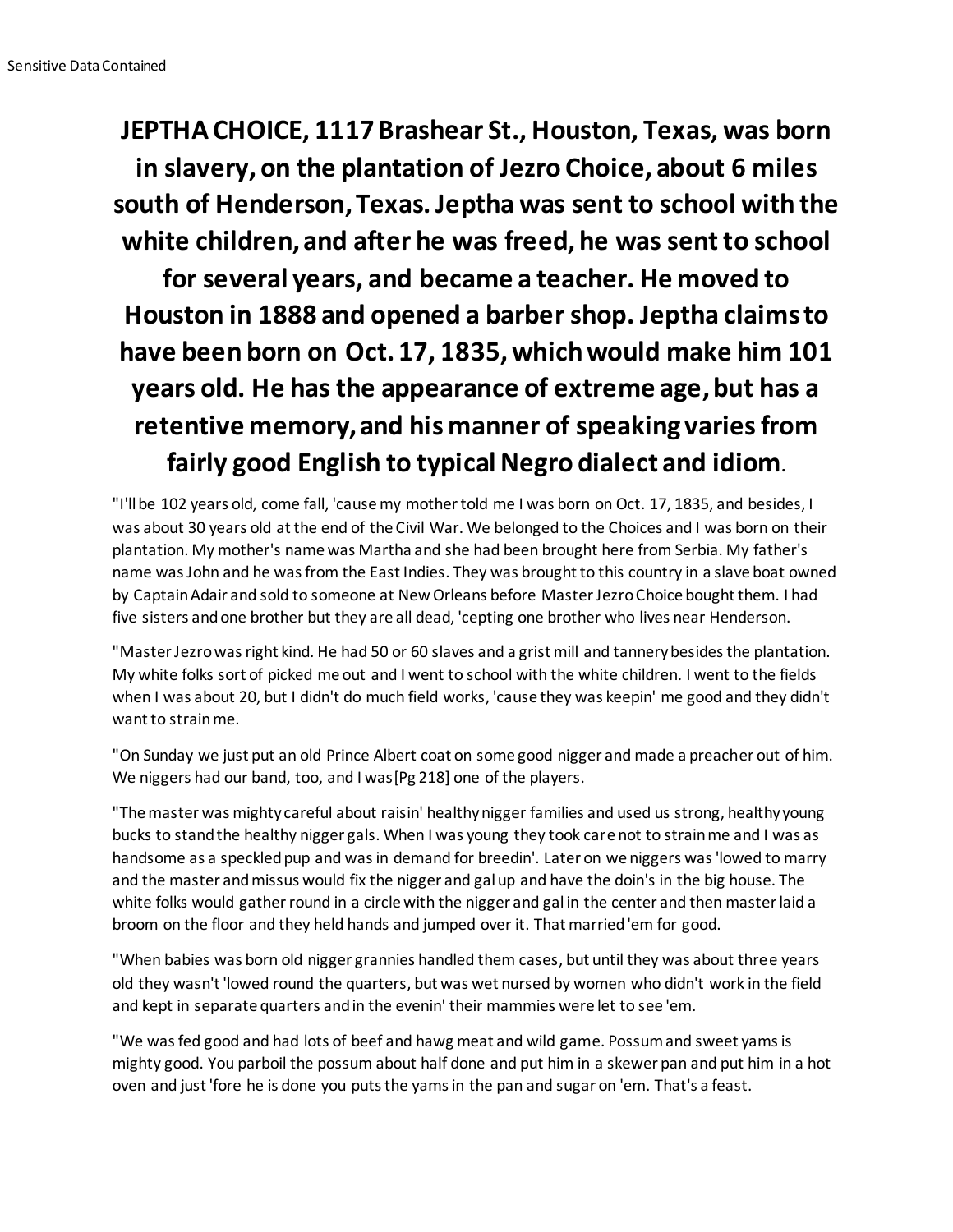Sensitive Data Contained

# JEPTHA CHOICE, 1117 Brashear St., Houston, Texas, was born in slavery, on the plantation of Jezro Choice, about 6 miles south of Henderson, Texas. Jeptha was sent to school with the white children, and after he was freed, he was sent to school for several years, and became a teacher. He moved to Houston in 1888 and opened a barber shop. Jeptha claims to have been born on Oct. 17, 1835, which would make him 101 years old. He has the appearance of extreme age, but has a retentive memory, and his manner of speaking varies from fairly good English to typical Negro dialect and idiom.

"I'll be 102 years old, come fall, 'cause my mother told me I was born on Oct. 17, 1835, and besides, I was about 30 years old at the end of the Civil War. We belonged to the Choices and I was born on their plantation. My mother's name was Martha and she had been brought here from Serbia. My father's name was John and he was from the East Indies. They was brought to this country in a slave boat owned by Captain Adair and sold to someone at New Orleans before Master Jezro Choice bought them. I had five sisters and one brother but they are all dead, 'cepting one brother who lives near Henderson.

"Master Jezro was right kind. He had 50 or 60 slaves and a grist mill and tannery besides the plantation. My white folks sort of picked me out and I went to school with the white children. I went to the fields when I was about 20, but I didn't do much field works, 'cause they was keepin' me good and they didn't want to strain me.

"On Sunday we just put an old Prince Albert coat on some good nigger and made a preacher out of him. We niggers had our band, too, and I was [Pg 218] one of the players.

"The master was mighty careful about raisin' healthy nigger families and used us strong, healthy young bucks to stand the healthy nigger gals. When I was young they took care not to strain me and I was as handsome as a speckled pup and was in demand for breedin'. Later on we niggers was 'lowed to marry and the master and missus would fix the nigger and gal up and have the doin's in the big house. The white folks would gather round in a circle with the nigger and gal in the center and then master laid a broom on the floor and they held hands and jumped over it. That married 'em for good.

"When babies was born old nigger grannies handled them cases, but until they was about three years old they wasn't 'lowed round the quarters, but was wet nursed by women who didn't work in the field and kept in separate quarters and in the evenin' their mammies were let to see 'em.

"We was fed good and had lots of beef and hawg meat and wild game. Possum and sweet yams is mighty good. You parboil the possum about half done and put him in a skewer pan and put him in a hot oven and just 'fore he is done you puts the yams in the pan and sugar on 'em. That's a feast.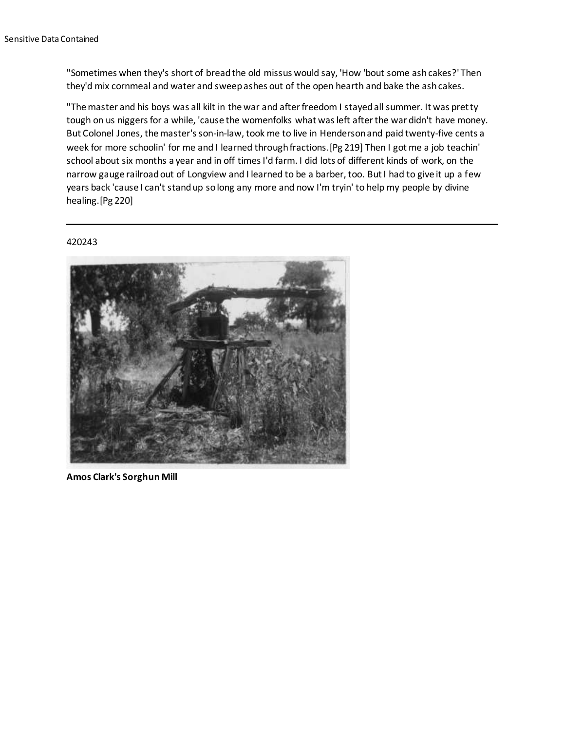"Sometimes when they's short of bread the old missus would say, 'How 'bout some ash cakes?' Then they'd mix cornmeal and water and sweep ashes out of the open hearth and bake the ash cakes.

"The master and his boys was all kilt in the war and after freedom I stayed all summer. It was pretty tough on us niggers for a while, 'cause the womenfolks what was left after the war didn't have money. But Colonel Jones, the master's son-in-law, took me to live in Henderson and paid twenty-five cents a week for more schoolin' for me and I learned through fractions. [Pg 219] Then I got me a job teachin' school about six months a year and in off times I'd farm. I did lots of different kinds of work, on the narrow gauge railroad out of Longview and I learned to be a barber, too. But I had to give it up a few years back 'cause I can't stand up so long any more and now I'm tryin' to help my people by divine healing. [Pg 220]

---

420243

**Amos Clark's Sorghun Mill**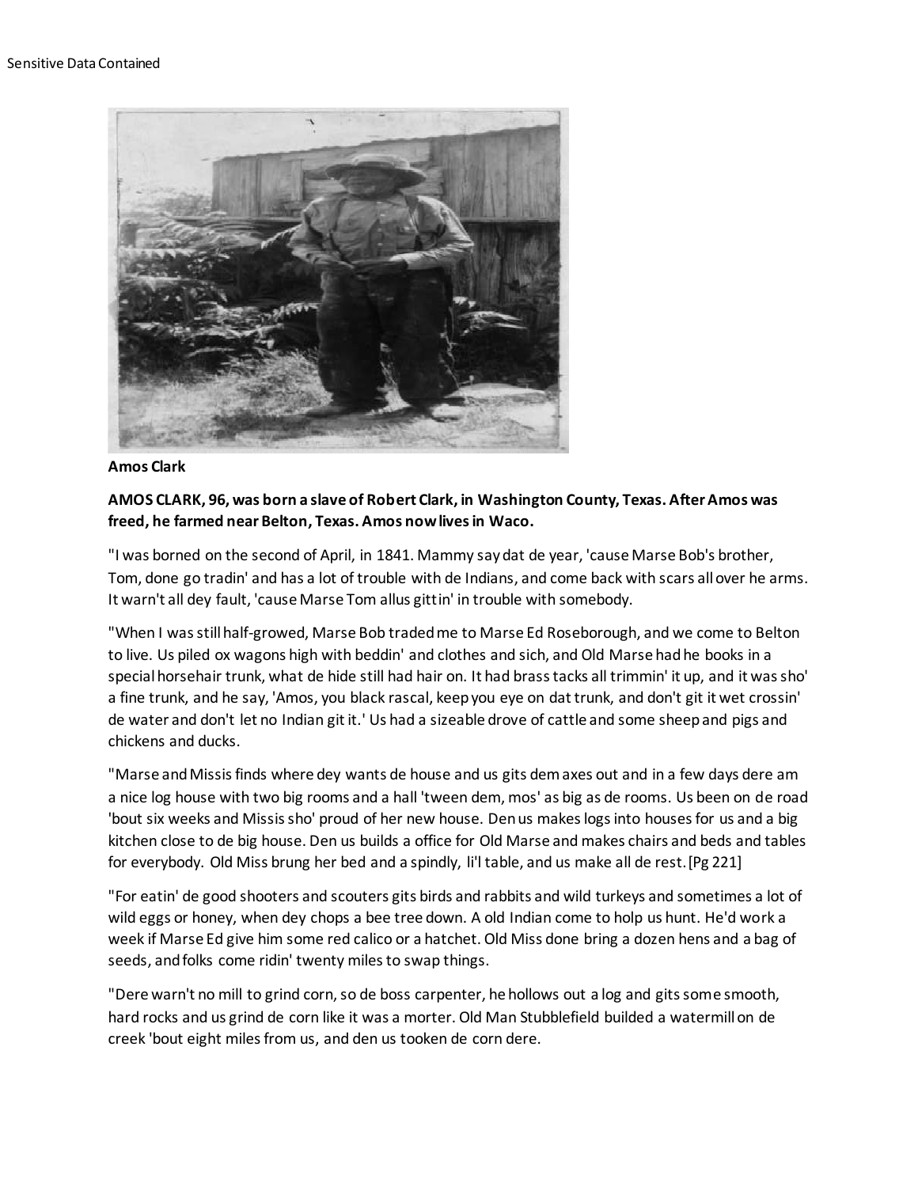Sensitive Data Contained

**Amos Clark**

**AMOS CLARK, 96, was born a slave of Robert Clark, in Washington County, Texas. After Amos was freed, he farmed near Belton, Texas. Amos now lives in Waco.**

"I was borned on the second of April, in 1841. Mammy say dat de year, 'cause Marse Bob's brother, Tom, done go tradin' and has a lot of trouble with de Indians, and come back with scars all over he arms. It warn't all dey fault, 'cause Marse Tom allus gittin' in trouble with somebody.

"When I was still half-growed, Marse Bob traded me to Marse Ed Roseborough, and we come to Belton to live. Us piled ox wagons high with beddin' and clothes and sich, and Old Marse had he books in a special horsehair trunk, what de hide still had hair on. It had brass tacks all trimmin' it up, and it was sho' a fine trunk, and he say, 'Amos, you black rascal, keep you eye on dat trunk, and don't git it wet crossin' de water and don't let no Indian git it.' Us had a sizeable drove of cattle and some sheep and pigs and chickens and ducks.

"Marse and Missis finds where dey wants de house and us gits dem axes out and in a few days dere am a nice log house with two big rooms and a hall 'tween dem, mos' as big as de rooms. Us been on de road 'bout six weeks and Missis sho' proud of her new house. Den us makes logs into houses for us and a big kitchen close to de big house. Den us builds a office for Old Marse and makes chairs and beds and tables for everybody. Old Miss brung her bed and a spindly, li'l table, and us make all de rest. [Pg 221]

"For eatin' de good shooters and scouters gits birds and rabbits and wild turkeys and sometimes a lot of wild eggs or honey, when dey chops a bee tree down. A old Indian come to holp us hunt. He'd work a week if Marse Ed give him some red calico or a hatchet. Old Miss done bring a dozen hens and a bag of seeds, and folks come ridin' twenty miles to swap things.

"Dere warn't no mill to grind corn, so de boss carpenter, he hollows out a log and gits some smooth, hard rocks and us grind de corn like it was a morter. Old Man Stubblefield builded a watermill on de creek 'bout eight miles from us, and den us tooken de corn dere.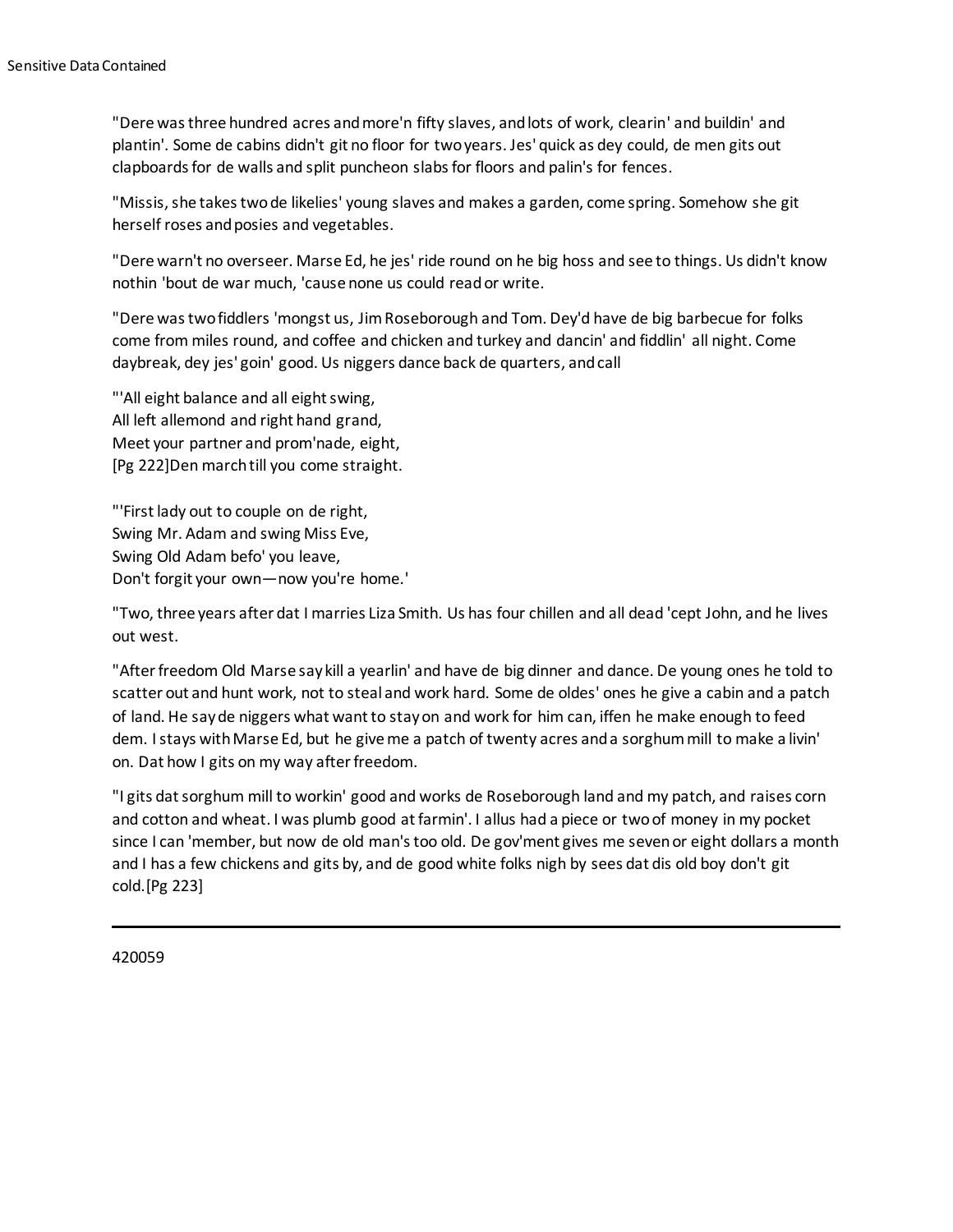"Dere was three hundred acres and more'n fifty slaves, and lots of work, clearin' and buildin' and plantin'. Some de cabins didn't git no floor for two years. Jes' quick as dey could, de men gits out clapboards for de walls and split puncheon slabs for floors and palin's for fences.

"Missis, she takes two de likelies' young slaves and makes a garden, come spring. Somehow she git herself roses and posies and vegetables.

"Dere warn't no overseer. Marse Ed, he jes' ride round on he big hoss and see to things. Us didn't know nothin 'bout de war much, 'cause none us could read or write.

"Dere was two fiddlers 'mongst us, Jim Roseborough and Tom. Dey'd have de big barbecue for folks come from miles round, and coffee and chicken and turkey and dancin' and fiddlin' all night. Come daybreak, dey jes' goin' good. Us niggers dance back de quarters, and call

"'All eight balance and all eight swing,
All left allemond and right hand grand,
Meet your partner and prom'nade, eight,
[Pg 222]Den march till you come straight.

"'First lady out to couple on de right,
Swing Mr. Adam and swing Miss Eve,
Swing Old Adam befo' you leave,
Don't forgit your own—now you're home.'

"Two, three years after dat I marries Liza Smith. Us has four chillen and all dead 'cept John, and he lives out west.

"After freedom Old Marse say kill a yearlin' and have de big dinner and dance. De young ones he told to scatter out and hunt work, not to steal and work hard. Some de oldes' ones he give a cabin and a patch of land. He say de niggers what want to stay on and work for him can, iffen he make enough to feed dem. I stays with Marse Ed, but he give me a patch of twenty acres and a sorghum mill to make a livin' on. Dat how I gits on my way after freedom.

"I gits dat sorghum mill to workin' good and works de Roseborough land and my patch, and raises corn and cotton and wheat. I was plumb good at farmin'. I allus had a piece or two of money in my pocket since I can 'member, but now de old man's too old. De gov'ment gives me seven or eight dollars a month and I has a few chickens and gits by, and de good white folks nigh by sees dat dis old boy don't git cold.[Pg 223]

---

420059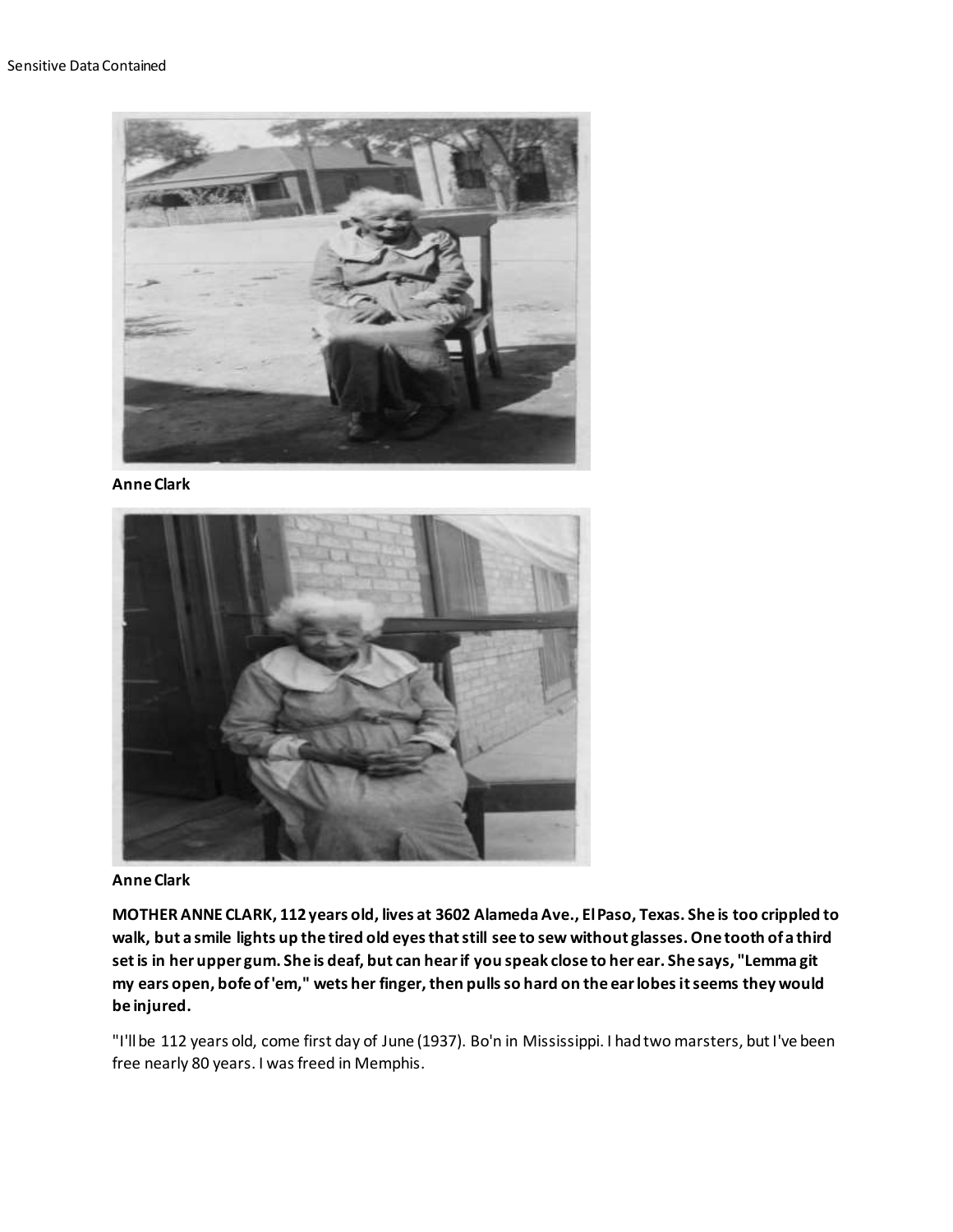**Anne Clark**

**Anne Clark**

**MOTHER ANNE CLARK, 112 years old, lives at 3602 Alameda Ave., El Paso, Texas. She is too crippled to walk, but a smile lights up the tired old eyes that still see to sew without glasses. One tooth of a third set is in her upper gum. She is deaf, but can hear if you speak close to her ear. She says, "Lemma git my ears open, bofe of 'em," wets her finger, then pulls so hard on the ear lobes it seems they would be injured.**

"I'll be 112 years old, come first day of June (1937). Bo'n in Mississippi. I had two marsters, but I've been free nearly 80 years. I was freed in Memphis.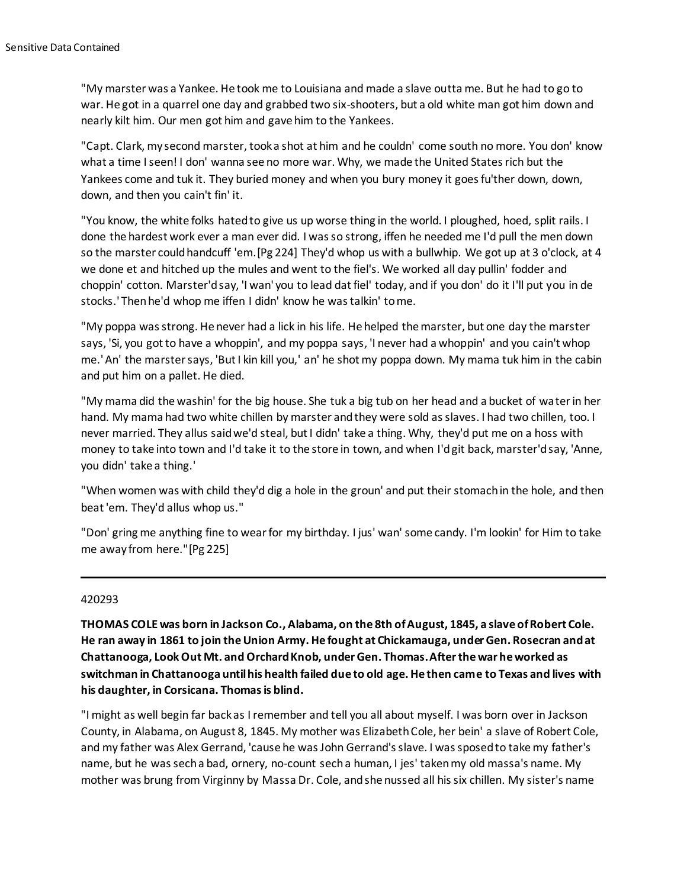"My marster was a Yankee. He took me to Louisiana and made a slave outta me. But he had to go to war. He got in a quarrel one day and grabbed two six-shooters, but a old white man got him down and nearly kilt him. Our men got him and gave him to the Yankees.

"Capt. Clark, my second marster, took a shot at him and he couldn' come south no more. You don' know what a time I seen! I don' wanna see no more war. Why, we made the United States rich but the Yankees come and tuk it. They buried money and when you bury money it goes fu'ther down, down, down, and then you cain't fin' it.

"You know, the white folks hated to give us up worse thing in the world. I ploughed, hoed, split rails. I done the hardest work ever a man ever did. I was so strong, iffen he needed me I'd pull the men down so the marster could handcuff 'em.[Pg 224] They'd whop us with a bullwhip. We got up at 3 o'clock, at 4 we done et and hitched up the mules and went to the fiel's. We worked all day pullin' fodder and choppin' cotton. Marster'd say, 'I wan' you to lead dat fiel' today, and if you don' do it I'll put you in de stocks.' Then he'd whop me iffen I didn' know he was talkin' to me.

"My poppa was strong. He never had a lick in his life. He helped the marster, but one day the marster says, 'Si, you got to have a whoppin', and my poppa says, 'I never had a whoppin' and you cain't whop me.' An' the marster says, 'But I kin kill you,' an' he shot my poppa down. My mama tuk him in the cabin and put him on a pallet. He died.

"My mama did the washin' for the big house. She tuk a big tub on her head and a bucket of water in her hand. My mama had two white chillen by marster and they were sold as slaves. I had two chillen, too. I never married. They allus said we'd steal, but I didn' take a thing. Why, they'd put me on a hoss with money to take into town and I'd take it to the store in town, and when I'd git back, marster'd say, 'Anne, you didn' take a thing.'

"When women was with child they'd dig a hole in the groun' and put their stomach in the hole, and then beat 'em. They'd allus whop us."

"Don' gring me anything fine to wear for my birthday. I jus' wan' some candy. I'm lookin' for Him to take me away from here."[Pg 225]

---

420293

**THOMAS COLE was born in Jackson Co., Alabama, on the 8th of August, 1845, a slave of Robert Cole. He ran away in 1861 to join the Union Army. He fought at Chickamauga, under Gen. Rosecran and at Chattanooga, Look Out Mt. and Orchard Knob, under Gen. Thomas. After the war he worked as switchman in Chattanooga until his health failed due to old age. He then came to Texas and lives with his daughter, in Corsicana. Thomas is blind.**

"I might as well begin far back as I remember and tell you all about myself. I was born over in Jackson County, in Alabama, on August 8, 1845. My mother was Elizabeth Cole, her bein' a slave of Robert Cole, and my father was Alex Gerrand, 'cause he was John Gerrand's slave. I was sposed to take my father's name, but he was sech a bad, ornery, no-count sech a human, I jes' taken my old massa's name. My mother was brung from Virginny by Massa Dr. Cole, and she nussed all his six chillen. My sister's name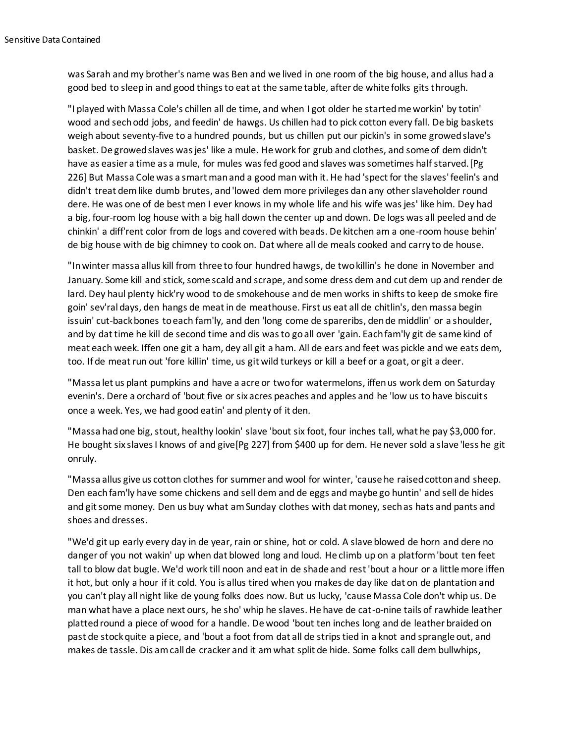was Sarah and my brother's name was Ben and we lived in one room of the big house, and allus had a good bed to sleep in and good things to eat at the same table, after de white folks gits through.

"I played with Massa Cole's chillen all de time, and when I got older he started me workin' by totin' wood and sech odd jobs, and feedin' de hawgs. Us chillen had to pick cotton every fall. De big baskets weigh about seventy-five to a hundred pounds, but us chillen put our pickin's in some growed slave's basket. De growed slaves was jes' like a mule. He work for grub and clothes, and some of dem didn't have as easier a time as a mule, for mules was fed good and slaves was sometimes half starved. [Pg 226] But Massa Cole was a smart man and a good man with it. He had 'spect for the slaves' feelin's and didn't treat dem like dumb brutes, and 'lowed dem more privileges dan any other slaveholder round dere. He was one of de best men I ever knows in my whole life and his wife was jes' like him. Dey had a big, four-room log house with a big hall down the center up and down. De logs was all peeled and de chinkin' a diff'rent color from de logs and covered with beads. De kitchen am a one-room house behin' de big house with de big chimney to cook on. Dat where all de meals cooked and carry to de house.

"In winter massa allus kill from three to four hundred hawgs, de two killin's he done in November and January. Some kill and stick, some scald and scrape, and some dress dem and cut dem up and render de lard. Dey haul plenty hick'ry wood to de smokehouse and de men works in shifts to keep de smoke fire goin' sev'ral days, den hangs de meat in de meathouse. First us eat all de chitlin's, den massa begin issuin' cut-back bones to each fam'ly, and den 'long come de spareribs, den de middlin' or a shoulder, and by dat time he kill de second time and dis was to go all over 'gain. Each fam'ly git de same kind of meat each week. Iffen one git a ham, dey all git a ham. All de ears and feet was pickle and we eats dem, too. If de meat run out 'fore killin' time, us git wild turkeys or kill a beef or a goat, or git a deer.

"Massa let us plant pumpkins and have a acre or two for watermelons, iffen us work dem on Saturday evenin's. Dere a orchard of 'bout five or six acres peaches and apples and he 'low us to have biscuits once a week. Yes, we had good eatin' and plenty of it den.

"Massa had one big, stout, healthy lookin' slave 'bout six foot, four inches tall, what he pay $3,000 for. He bought six slaves I knows of and give [Pg 227] from $400 up for dem. He never sold a slave 'less he git onruly.

"Massa allus give us cotton clothes for summer and wool for winter, 'cause he raised cotton and sheep. Den each fam'ly have some chickens and sell dem and de eggs and maybe go huntin' and sell de hides and git some money. Den us buy what am Sunday clothes with dat money, sech as hats and pants and shoes and dresses.

"We'd git up early every day in de year, rain or shine, hot or cold. A slave blowed de horn and dere no danger of you not wakin' up when dat blowed long and loud. He climb up on a platform 'bout ten feet tall to blow dat bugle. We'd work till noon and eat in de shade and rest 'bout a hour or a little more iffen it hot, but only a hour if it cold. You is allus tired when you makes de day like dat on de plantation and you can't play all night like de young folks does now. But us lucky, 'cause Massa Cole don't whip us. De man what have a place next ours, he sho' whip he slaves. He have de cat-o-nine tails of rawhide leather platted round a piece of wood for a handle. De wood 'bout ten inches long and de leather braided on past de stock quite a piece, and 'bout a foot from dat all de strips tied in a knot and sprangle out, and makes de tassle. Dis am call de cracker and it am what split de hide. Some folks call dem bullwhips,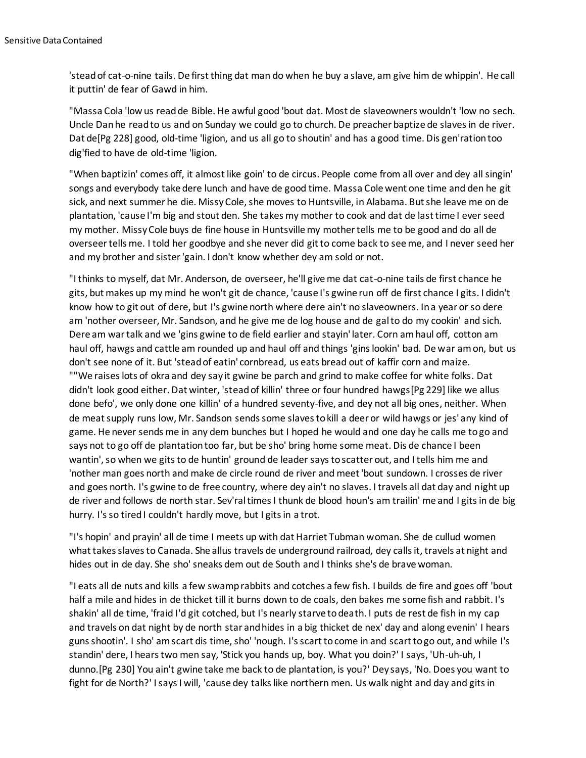'stead of cat-o-nine tails. De first thing dat man do when he buy a slave, am give him de whippin'. He call it puttin' de fear of Gawd in him.

"Massa Cola 'low us read de Bible. He awful good 'bout dat. Most de slaveowners wouldn't 'low no sech. Uncle Dan he read to us and on Sunday we could go to church. De preacher baptize de slaves in de river. Dat de[Pg 228] good, old-time 'ligion, and us all go to shoutin' and has a good time. Dis gen'ration too dig'fied to have de old-time 'ligion.

"When baptizin' comes off, it almost like goin' to de circus. People come from all over and dey all singin' songs and everybody take dere lunch and have de good time. Massa Cole went one time and den he git sick, and next summer he die. Missy Cole, she moves to Huntsville, in Alabama. But she leave me on de plantation, 'cause I'm big and stout den. She takes my mother to cook and dat de last time I ever seed my mother. Missy Cole buys de fine house in Huntsville my mother tells me to be good and do all de overseer tells me. I told her goodbye and she never did git to come back to see me, and I never seed her and my brother and sister 'gain. I don't know whether dey am sold or not.

"I thinks to myself, dat Mr. Anderson, de overseer, he'll give me dat cat-o-nine tails de first chance he gits, but makes up my mind he won't git de chance, 'cause I's gwine run off de first chance I gits. I didn't know how to git out of dere, but I's gwine north where dere ain't no slaveowners. In a year or so dere am 'nother overseer, Mr. Sandson, and he give me de log house and de gal to do my cookin' and sich. Dere am war talk and we 'gins gwine to de field earlier and stayin' later. Corn am haul off, cotton am haul off, hawgs and cattle am rounded up and haul off and things 'gins lookin' bad. De war am on, but us don't see none of it. But 'stead of eatin' cornbread, us eats bread out of kaffir corn and maize.

""We raises lots of okra and dey say it gwine be parch and grind to make coffee for white folks. Dat didn't look good either. Dat winter, 'stead of killin' three or four hundred hawgs[Pg 229] like we allus done befo', we only done one killin' of a hundred seventy-five, and dey not all big ones, neither. When de meat supply runs low, Mr. Sandson sends some slaves to kill a deer or wild hawgs or jes' any kind of game. He never sends me in any dem bunches but I hoped he would and one day he calls me to go and says not to go off de plantation too far, but be sho' bring home some meat. Dis de chance I been wantin', so when we gits to de huntin' ground de leader says to scatter out, and I tells him me and 'nother man goes north and make de circle round de river and meet 'bout sundown. I crosses de river and goes north. I's gwine to de free country, where dey ain't no slaves. I travels all dat day and night up de river and follows de north star. Sev'ral times I thunk de blood houn's am trailin' me and I gits in de big hurry. I's so tired I couldn't hardly move, but I gits in a trot.

"I's hopin' and prayin' all de time I meets up with dat Harriet Tubman woman. She de cullud women what takes slaves to Canada. She allus travels de underground railroad, dey calls it, travels at night and hides out in de day. She sho' sneaks dem out de South and I thinks she's de brave woman.

"I eats all de nuts and kills a few swamp rabbits and cotches a few fish. I builds de fire and goes off 'bout half a mile and hides in de thicket till it burns down to de coals, den bakes me some fish and rabbit. I's shakin' all de time, 'fraid I'd git cotched, but I's nearly starve to death. I puts de rest de fish in my cap and travels on dat night by de north star and hides in a big thicket de nex' day and along evenin' I hears guns shootin'. I sho' am scart dis time, sho' 'nough. I's scart to come in and scart to go out, and while I's standin' dere, I hears two men say, 'Stick you hands up, boy. What you doin?' I says, 'Uh-uh-uh, I dunno.[Pg 230] You ain't gwine take me back to de plantation, is you?' Dey says, 'No. Does you want to fight for de North?' I says I will, 'cause dey talks like northern men. Us walk night and day and gits in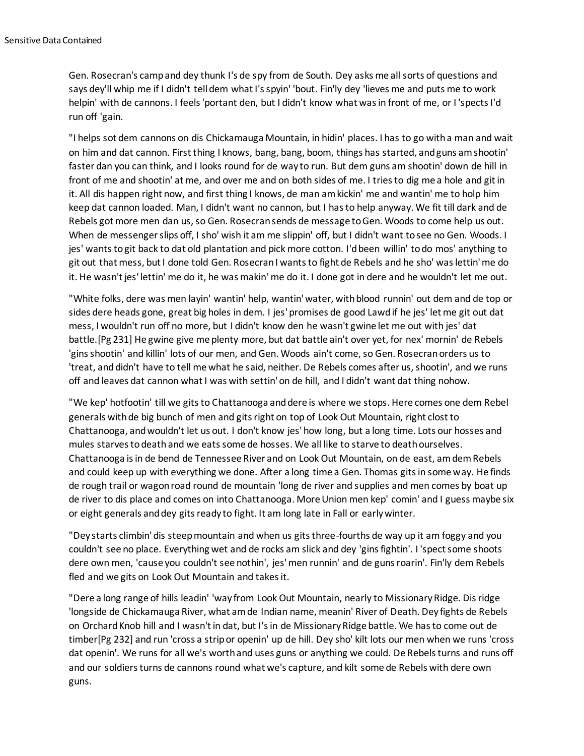Gen. Rosecran's camp and dey thunk I's de spy from de South. Dey asks me all sorts of questions and says dey'll whip me if I didn't tell dem what I's spyin' 'bout. Fin'ly dey 'lieves me and puts me to work helpin' with de cannons. I feels 'portant den, but I didn't know what was in front of me, or I 'spects I'd run off 'gain.

"I helps sot dem cannons on dis Chickamauga Mountain, in hidin' places. I has to go with a man and wait on him and dat cannon. First thing I knows, bang, bang, boom, things has started, and guns am shootin' faster dan you can think, and I looks round for de way to run. But dem guns am shootin' down de hill in front of me and shootin' at me, and over me and on both sides of me. I tries to dig me a hole and git in it. All dis happen right now, and first thing I knows, de man am kickin' me and wantin' me to holp him keep dat cannon loaded. Man, I didn't want no cannon, but I has to help anyway. We fit till dark and de Rebels got more men dan us, so Gen. Rosecran sends de message to Gen. Woods to come help us out. When de messenger slips off, I sho' wish it am me slippin' off, but I didn't want to see no Gen. Woods. I jes' wants to git back to dat old plantation and pick more cotton. I'd been willin' to do mos' anything to git out that mess, but I done told Gen. Rosecran I wants to fight de Rebels and he sho' was lettin' me do it. He wasn't jes' lettin' me do it, he was makin' me do it. I done got in dere and he wouldn't let me out.

"White folks, dere was men layin' wantin' help, wantin' water, with blood runnin' out dem and de top or sides dere heads gone, great big holes in dem. I jes' promises de good Lawd if he jes' let me git out dat mess, I wouldn't run off no more, but I didn't know den he wasn't gwine let me out with jes' dat battle.[Pg 231] He gwine give me plenty more, but dat battle ain't over yet, for nex' mornin' de Rebels 'gins shootin' and killin' lots of our men, and Gen. Woods ain't come, so Gen. Rosecran orders us to 'treat, and didn't have to tell me what he said, neither. De Rebels comes after us, shootin', and we runs off and leaves dat cannon what I was with settin' on de hill, and I didn't want dat thing nohow.

"We kep' hotfootin' till we gits to Chattanooga and dere is where we stops. Here comes one dem Rebel generals with de big bunch of men and gits right on top of Look Out Mountain, right clost to Chattanooga, and wouldn't let us out. I don't know jes' how long, but a long time. Lots our hosses and mules starves to death and we eats some de hosses. We all like to starve to death ourselves. Chattanooga is in de bend de Tennessee River and on Look Out Mountain, on de east, am dem Rebels and could keep up with everything we done. After a long time a Gen. Thomas gits in some way. He finds de rough trail or wagon road round de mountain 'long de river and supplies and men comes by boat up de river to dis place and comes on into Chattanooga. More Union men kep' comin' and I guess maybe six or eight generals and dey gits ready to fight. It am long late in Fall or early winter.

"Dey starts climbin' dis steep mountain and when us gits three-fourths de way up it am foggy and you couldn't see no place. Everything wet and de rocks am slick and dey 'gins fightin'. I 'spect some shoots dere own men, 'cause you couldn't see nothin', jes' men runnin' and de guns roarin'. Fin'ly dem Rebels fled and we gits on Look Out Mountain and takes it.

"Dere a long range of hills leadin' 'way from Look Out Mountain, nearly to Missionary Ridge. Dis ridge 'longside de Chickamauga River, what am de Indian name, meanin' River of Death. Dey fights de Rebels on Orchard Knob hill and I wasn't in dat, but I's in de Missionary Ridge battle. We has to come out de timber[Pg 232] and run 'cross a strip or openin' up de hill. Dey sho' kilt lots our men when we runs 'cross dat openin'. We runs for all we's worth and uses guns or anything we could. De Rebels turns and runs off and our soldiers turns de cannons round what we's capture, and kilt some de Rebels with dere own guns.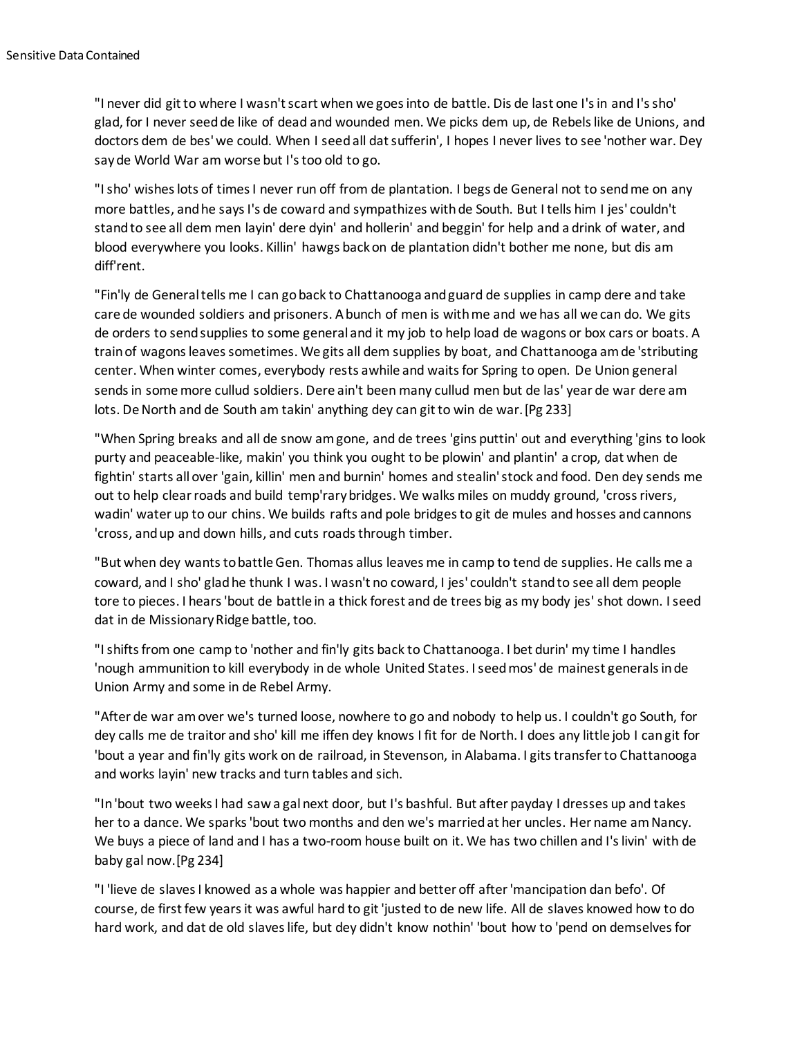"I never did git to where I wasn't scart when we goes into de battle. Dis de last one I's in and I's sho' glad, for I never seed de like of dead and wounded men. We picks dem up, de Rebels like de Unions, and doctors dem de bes' we could. When I seed all dat sufferin', I hopes I never lives to see 'nother war. Dey say de World War am worse but I's too old to go.

"I sho' wishes lots of times I never run off from de plantation. I begs de General not to send me on any more battles, and he says I's de coward and sympathizes with de South. But I tells him I jes' couldn't stand to see all dem men layin' dere dyin' and hollerin' and beggin' for help and a drink of water, and blood everywhere you looks. Killin' hawgs back on de plantation didn't bother me none, but dis am diff'rent.

"Fin'ly de General tells me I can go back to Chattanooga and guard de supplies in camp dere and take care de wounded soldiers and prisoners. A bunch of men is with me and we has all we can do. We gits de orders to send supplies to some general and it my job to help load de wagons or box cars or boats. A train of wagons leaves sometimes. We gits all dem supplies by boat, and Chattanooga am de 'stributing center. When winter comes, everybody rests awhile and waits for Spring to open. De Union general sends in some more cullud soldiers. Dere ain't been many cullud men but de las' year de war dere am lots. De North and de South am takin' anything dey can git to win de war. [Pg 233]

"When Spring breaks and all de snow am gone, and de trees 'gins puttin' out and everything 'gins to look purty and peaceable-like, makin' you think you ought to be plowin' and plantin' a crop, dat when de fightin' starts all over 'gain, killin' men and burnin' homes and stealin' stock and food. Den dey sends me out to help clear roads and build temp'rary bridges. We walks miles on muddy ground, 'cross rivers, wadin' water up to our chins. We builds rafts and pole bridges to git de mules and hosses and cannons 'cross, and up and down hills, and cuts roads through timber.

"But when dey wants to battle Gen. Thomas allus leaves me in camp to tend de supplies. He calls me a coward, and I sho' glad he thunk I was. I wasn't no coward, I jes' couldn't stand to see all dem people tore to pieces. I hears 'bout de battle in a thick forest and de trees big as my body jes' shot down. I seed dat in de Missionary Ridge battle, too.

"I shifts from one camp to 'nother and fin'ly gits back to Chattanooga. I bet durin' my time I handles 'nough ammunition to kill everybody in de whole United States. I seed mos' de mainest generals in de Union Army and some in de Rebel Army.

"After de war am over we's turned loose, nowhere to go and nobody to help us. I couldn't go South, for dey calls me de traitor and sho' kill me iffen dey knows I fit for de North. I does any little job I can git for 'bout a year and fin'ly gits work on de railroad, in Stevenson, in Alabama. I gits transfer to Chattanooga and works layin' new tracks and turn tables and sich.

"In 'bout two weeks I had saw a gal next door, but I's bashful. But after payday I dresses up and takes her to a dance. We sparks 'bout two months and den we's married at her uncles. Her name am Nancy. We buys a piece of land and I has a two-room house built on it. We has two chillen and I's livin' with de baby gal now. [Pg 234]

"I 'lieve de slaves I knowed as a whole was happier and better off after 'mancipation dan befo'. Of course, de first few years it was awful hard to git 'justed to de new life. All de slaves knowed how to do hard work, and dat de old slaves life, but dey didn't know nothin' 'bout how to 'pend on demselves for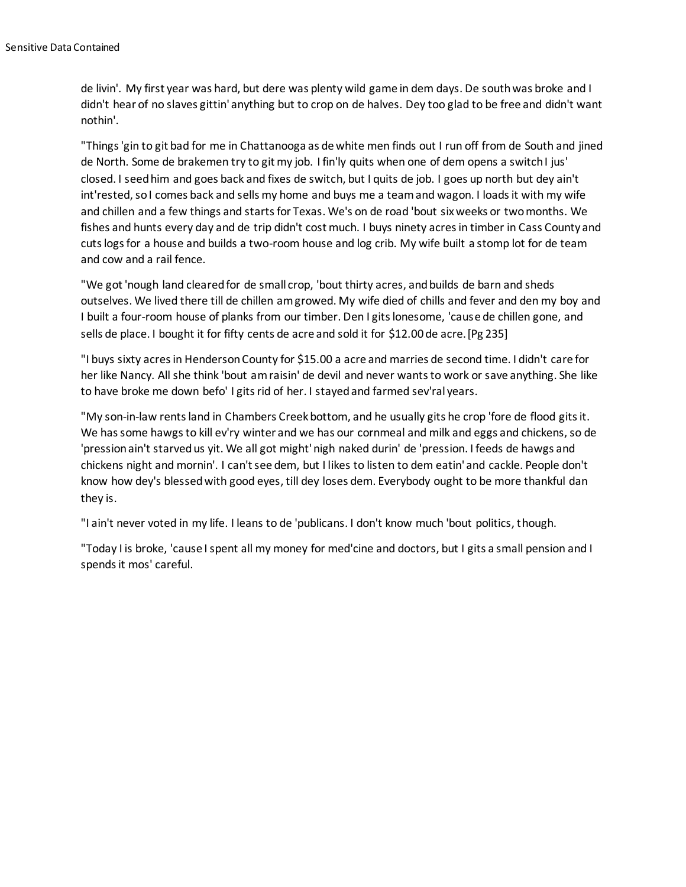de livin'. My first year was hard, but dere was plenty wild game in dem days. De south was broke and I didn't hear of no slaves gittin' anything but to crop on de halves. Dey too glad to be free and didn't want nothin'.

"Things 'gin to git bad for me in Chattanooga as de white men finds out I run off from de South and jined de North. Some de brakemen try to git my job. I fin'ly quits when one of dem opens a switch I jus' closed. I seed him and goes back and fixes de switch, but I quits de job. I goes up north but dey ain't int'rested, so I comes back and sells my home and buys me a team and wagon. I loads it with my wife and chillen and a few things and starts for Texas. We's on de road 'bout six weeks or two months. We fishes and hunts every day and de trip didn't cost much. I buys ninety acres in timber in Cass County and cuts logs for a house and builds a two-room house and log crib. My wife built a stomp lot for de team and cow and a rail fence.

"We got 'nough land cleared for de small crop, 'bout thirty acres, and builds de barn and sheds outselves. We lived there till de chillen am growed. My wife died of chills and fever and den my boy and I built a four-room house of planks from our timber. Den I gits lonesome, 'cause de chillen gone, and sells de place. I bought it for fifty cents de acre and sold it for $12.00 de acre. [Pg 235]

"I buys sixty acres in Henderson County for $15.00 a acre and marries de second time. I didn't care for her like Nancy. All she think 'bout am raisin' de devil and never wants to work or save anything. She like to have broke me down befo' I gits rid of her. I stayed and farmed sev'ral years.

"My son-in-law rents land in Chambers Creek bottom, and he usually gits he crop 'fore de flood gits it. We has some hawgs to kill ev'ry winter and we has our cornmeal and milk and eggs and chickens, so de 'pression ain't starved us yit. We all got might' nigh naked durin' de 'pression. I feeds de hawgs and chickens night and mornin'. I can't see dem, but I likes to listen to dem eatin' and cackle. People don't know how dey's blessed with good eyes, till dey loses dem. Everybody ought to be more thankful dan they is.

"I ain't never voted in my life. I leans to de 'publicans. I don't know much 'bout politics, though.

"Today I is broke, 'cause I spent all my money for med'cine and doctors, but I gits a small pension and I spends it mos' careful.